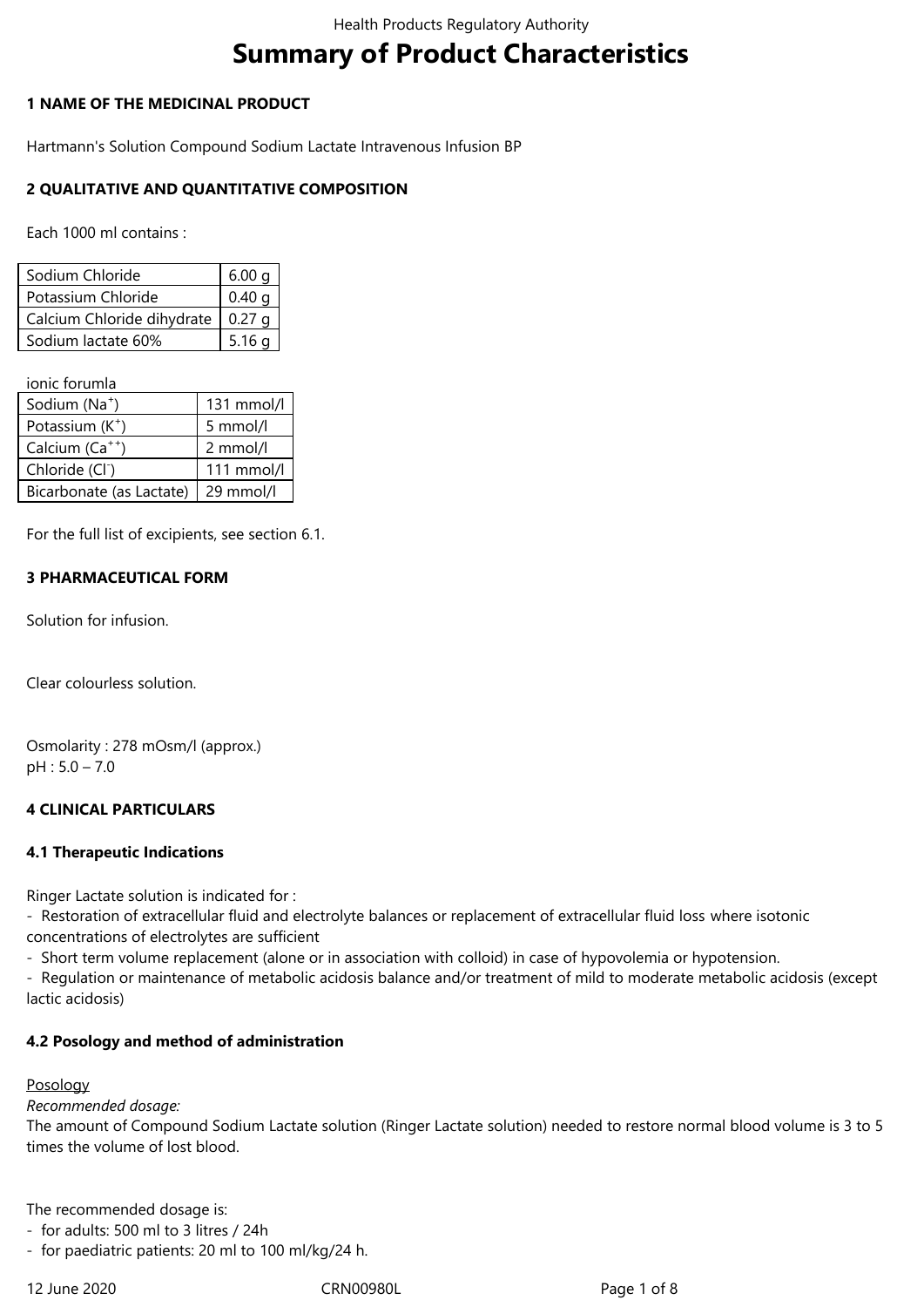# Summary of Product Characteristics

## 1 NAME OF THE MEDICINAL PRODUCT

Hartmann's Solution Compound Sodium Lactate Intravenous Infusion BP

## 2 QUALITATIVE AND QUANTITATIVE COMPOSITION

Each 1000 ml contains :

| Sodium Chloride | 6.00 g |
|---|---|
| Potassium Chloride | 0.40 g |
| Calcium Chloride dihydrate | 0.27 g |
| Sodium lactate 60% | 5.16 g |

ionic forumla

| Sodium ($Na^+$) | 131 mmol/l |
|---|---|
| Potassium ($K^+$) | 5 mmol/l |
| Calcium ($Ca^{++}$) | 2 mmol/l |
| Chloride ($Cl^-$) | 111 mmol/l |
| Bicarbonate (as Lactate) | 29 mmol/l |

For the full list of excipients, see section 6.1.

## 3 PHARMACEUTICAL FORM

Solution for infusion.

Clear colourless solution.

Osmolarity : 278 mOsm/l (approx.)
pH : 5.0 – 7.0

## 4 CLINICAL PARTICULARS

### 4.1 Therapeutic Indications

Ringer Lactate solution is indicated for :
- Restoration of extracellular fluid and electrolyte balances or replacement of extracellular fluid loss where isotonic concentrations of electrolytes are sufficient
- Short term volume replacement (alone or in association with colloid) in case of hypovolemia or hypotension.
- Regulation or maintenance of metabolic acidosis balance and/or treatment of mild to moderate metabolic acidosis (except lactic acidosis)

### 4.2 Posology and method of administration

Posology

*Recommended dosage:*

The amount of Compound Sodium Lactate solution (Ringer Lactate solution) needed to restore normal blood volume is 3 to 5 times the volume of lost blood.

The recommended dosage is:
- for adults: 500 ml to 3 litres / 24h
- for paediatric patients: 20 ml to 100 ml/kg/24 h.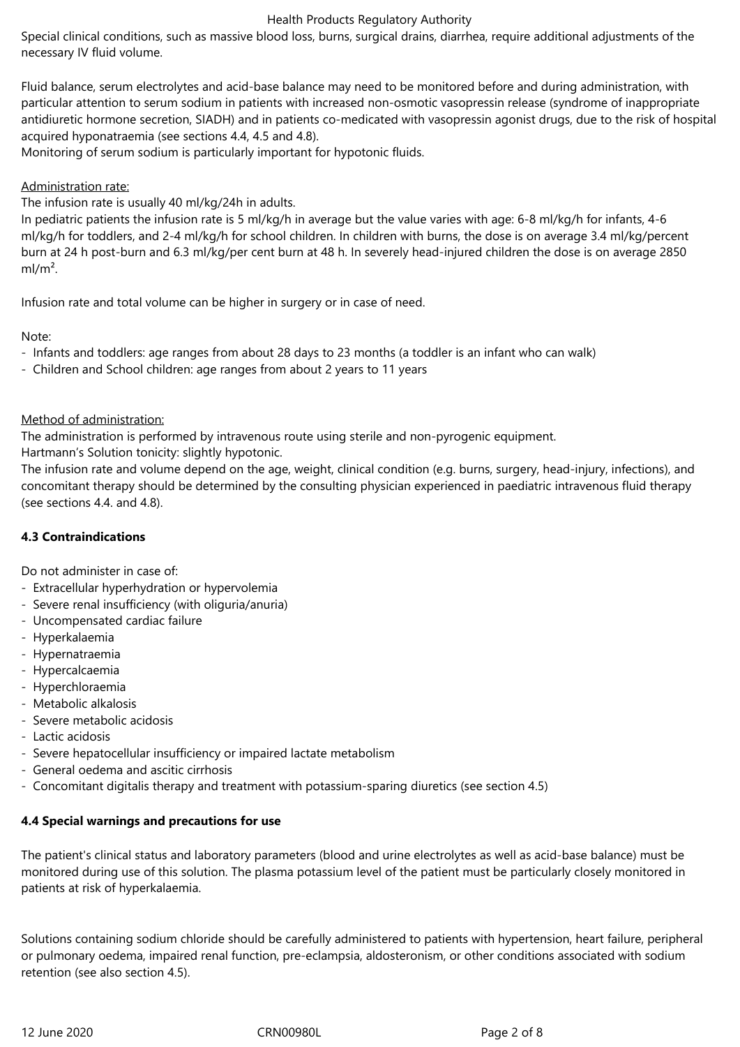Special clinical conditions, such as massive blood loss, burns, surgical drains, diarrhea, require additional adjustments of the necessary IV fluid volume.

Fluid balance, serum electrolytes and acid-base balance may need to be monitored before and during administration, with particular attention to serum sodium in patients with increased non-osmotic vasopressin release (syndrome of inappropriate antidiuretic hormone secretion, SIADH) and in patients co-medicated with vasopressin agonist drugs, due to the risk of hospital acquired hyponatraemia (see sections 4.4, 4.5 and 4.8).
Monitoring of serum sodium is particularly important for hypotonic fluids.

Administration rate:

The infusion rate is usually 40 ml/kg/24h in adults.
In pediatric patients the infusion rate is 5 ml/kg/h in average but the value varies with age: 6-8 ml/kg/h for infants, 4-6 ml/kg/h for toddlers, and 2-4 ml/kg/h for school children. In children with burns, the dose is on average 3.4 ml/kg/percent burn at 24 h post-burn and 6.3 ml/kg/per cent burn at 48 h. In severely head-injured children the dose is on average 2850 $ml/m^2$.

Infusion rate and total volume can be higher in surgery or in case of need.

Note:

- Infants and toddlers: age ranges from about 28 days to 23 months (a toddler is an infant who can walk)
- Children and School children: age ranges from about 2 years to 11 years

Method of administration:

The administration is performed by intravenous route using sterile and non-pyrogenic equipment.
Hartmann's Solution tonicity: slightly hypotonic.
The infusion rate and volume depend on the age, weight, clinical condition (e.g. burns, surgery, head-injury, infections), and concomitant therapy should be determined by the consulting physician experienced in paediatric intravenous fluid therapy (see sections 4.4. and 4.8).

**4.3 Contraindications**

Do not administer in case of:

- Extracellular hyperhydration or hypervolemia
- Severe renal insufficiency (with oliguria/anuria)
- Uncompensated cardiac failure
- Hyperkalaemia
- Hypernatraemia
- Hypercalcaemia
- Hyperchloraemia
- Metabolic alkalosis
- Severe metabolic acidosis
- Lactic acidosis
- Severe hepatocellular insufficiency or impaired lactate metabolism
- General oedema and ascitic cirrhosis
- Concomitant digitalis therapy and treatment with potassium-sparing diuretics (see section 4.5)

**4.4 Special warnings and precautions for use**

The patient's clinical status and laboratory parameters (blood and urine electrolytes as well as acid-base balance) must be monitored during use of this solution. The plasma potassium level of the patient must be particularly closely monitored in patients at risk of hyperkalaemia.

Solutions containing sodium chloride should be carefully administered to patients with hypertension, heart failure, peripheral or pulmonary oedema, impaired renal function, pre-eclampsia, aldosteronism, or other conditions associated with sodium retention (see also section 4.5).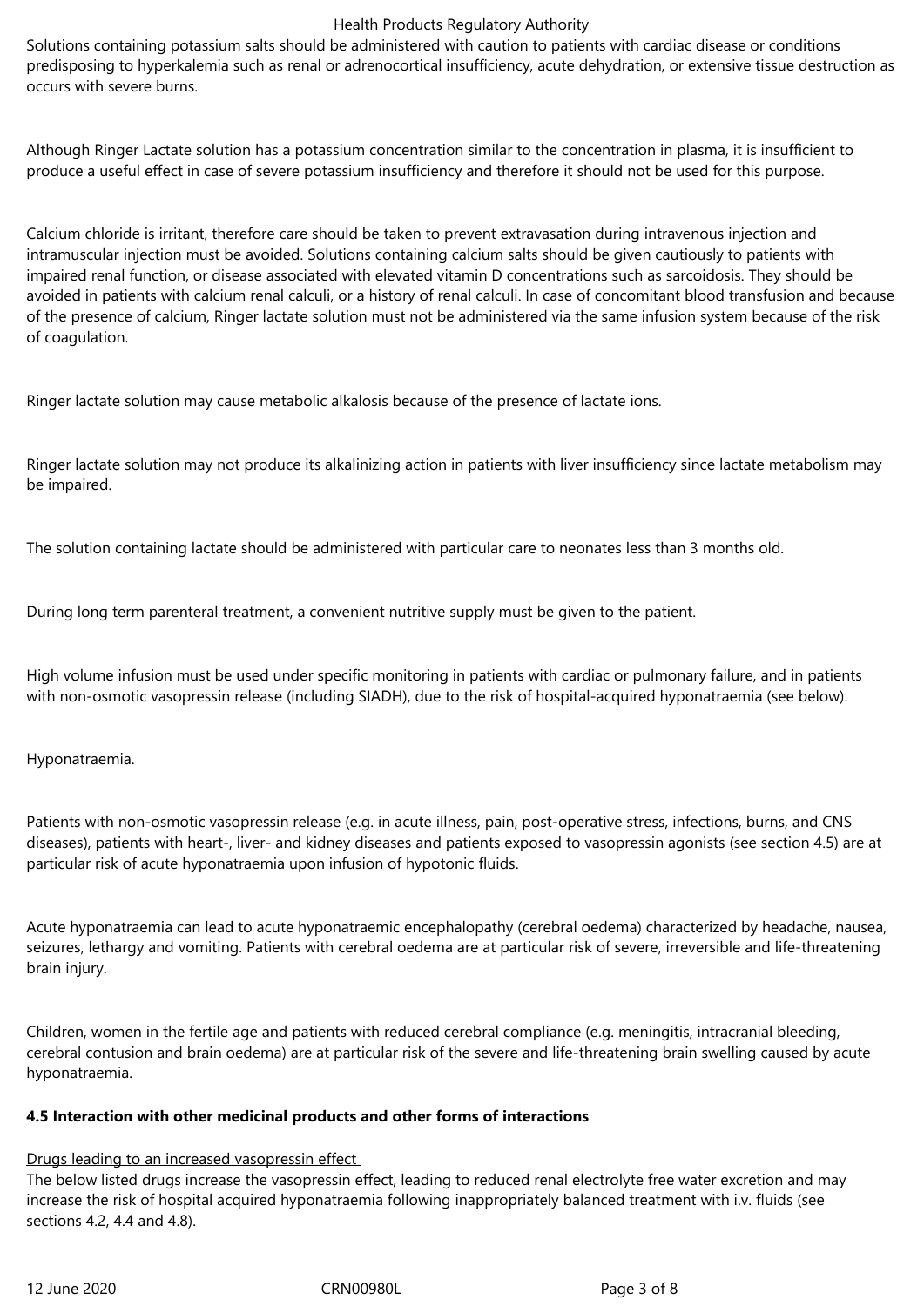Solutions containing potassium salts should be administered with caution to patients with cardiac disease or conditions predisposing to hyperkalemia such as renal or adrenocortical insufficiency, acute dehydration, or extensive tissue destruction as occurs with severe burns.

Although Ringer Lactate solution has a potassium concentration similar to the concentration in plasma, it is insufficient to produce a useful effect in case of severe potassium insufficiency and therefore it should not be used for this purpose.

Calcium chloride is irritant, therefore care should be taken to prevent extravasation during intravenous injection and intramuscular injection must be avoided. Solutions containing calcium salts should be given cautiously to patients with impaired renal function, or disease associated with elevated vitamin D concentrations such as sarcoidosis. They should be avoided in patients with calcium renal calculi, or a history of renal calculi. In case of concomitant blood transfusion and because of the presence of calcium, Ringer lactate solution must not be administered via the same infusion system because of the risk of coagulation.

Ringer lactate solution may cause metabolic alkalosis because of the presence of lactate ions.

Ringer lactate solution may not produce its alkalinizing action in patients with liver insufficiency since lactate metabolism may be impaired.

The solution containing lactate should be administered with particular care to neonates less than 3 months old.

During long term parenteral treatment, a convenient nutritive supply must be given to the patient.

High volume infusion must be used under specific monitoring in patients with cardiac or pulmonary failure, and in patients with non-osmotic vasopressin release (including SIADH), due to the risk of hospital-acquired hyponatraemia (see below).

Hyponatraemia.

Patients with non-osmotic vasopressin release (e.g. in acute illness, pain, post-operative stress, infections, burns, and CNS diseases), patients with heart-, liver- and kidney diseases and patients exposed to vasopressin agonists (see section 4.5) are at particular risk of acute hyponatraemia upon infusion of hypotonic fluids.

Acute hyponatraemia can lead to acute hyponatraemic encephalopathy (cerebral oedema) characterized by headache, nausea, seizures, lethargy and vomiting. Patients with cerebral oedema are at particular risk of severe, irreversible and life-threatening brain injury.

Children, women in the fertile age and patients with reduced cerebral compliance (e.g. meningitis, intracranial bleeding, cerebral contusion and brain oedema) are at particular risk of the severe and life-threatening brain swelling caused by acute hyponatraemia.

**4.5 Interaction with other medicinal products and other forms of interactions**

Drugs leading to an increased vasopressin effect

The below listed drugs increase the vasopressin effect, leading to reduced renal electrolyte free water excretion and may increase the risk of hospital acquired hyponatraemia following inappropriately balanced treatment with i.v. fluids (see sections 4.2, 4.4 and 4.8).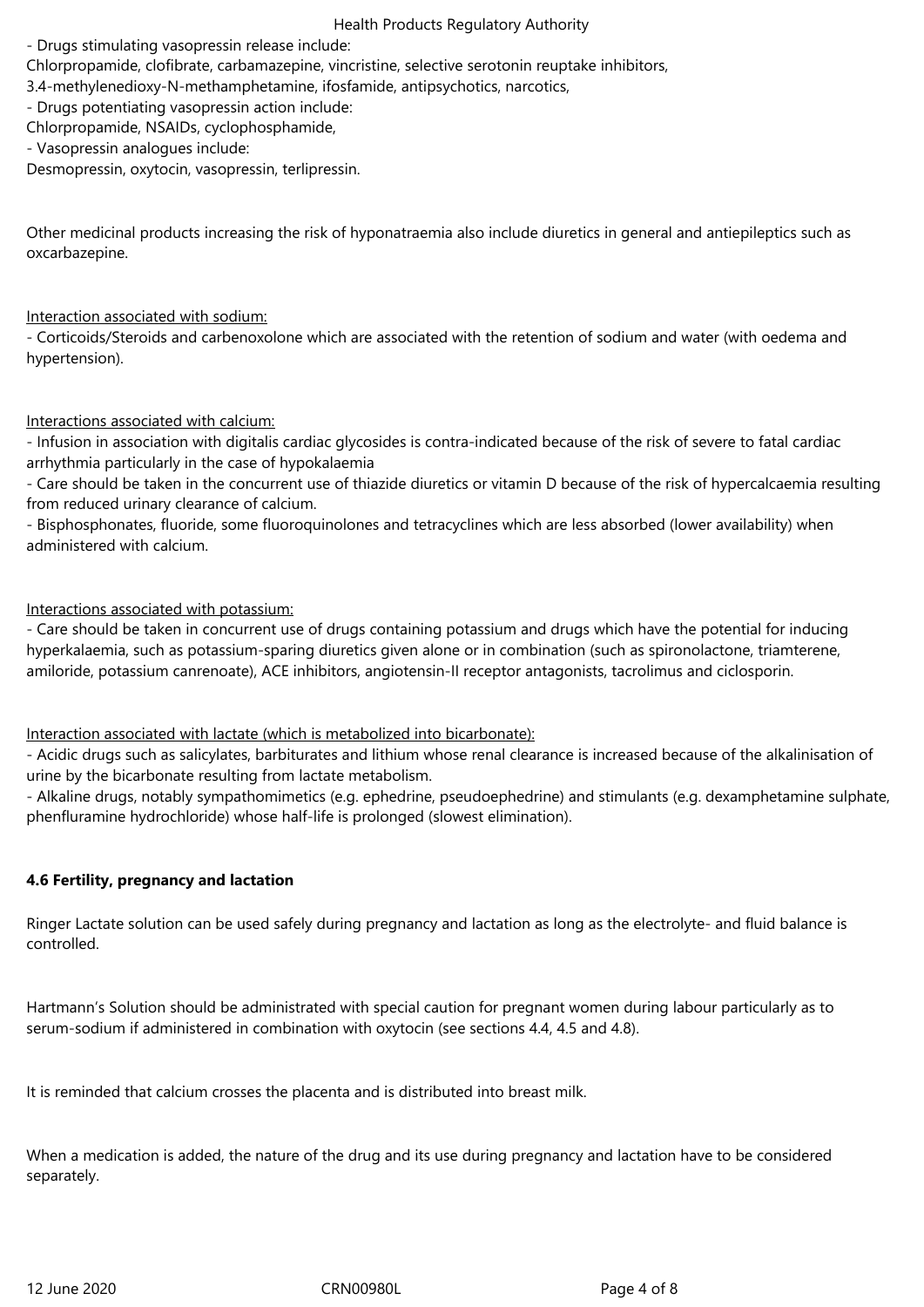- Drugs stimulating vasopressin release include:
Chlorpropamide, clofibrate, carbamazepine, vincristine, selective serotonin reuptake inhibitors, 3.4-methylenedioxy-N-methamphetamine, ifosfamide, antipsychotics, narcotics,
- Drugs potentiating vasopressin action include:
Chlorpropamide, NSAIDs, cyclophosphamide,
- Vasopressin analogues include:
Desmopressin, oxytocin, vasopressin, terlipressin.

Other medicinal products increasing the risk of hyponatraemia also include diuretics in general and antiepileptics such as oxcarbazepine.

Interaction associated with sodium:
- Corticoids/Steroids and carbenoxolone which are associated with the retention of sodium and water (with oedema and hypertension).

Interactions associated with calcium:
- Infusion in association with digitalis cardiac glycosides is contra-indicated because of the risk of severe to fatal cardiac arrhythmia particularly in the case of hypokalaemia
- Care should be taken in the concurrent use of thiazide diuretics or vitamin D because of the risk of hypercalcaemia resulting from reduced urinary clearance of calcium.
- Bisphosphonates, fluoride, some fluoroquinolones and tetracyclines which are less absorbed (lower availability) when administered with calcium.

Interactions associated with potassium:
- Care should be taken in concurrent use of drugs containing potassium and drugs which have the potential for inducing hyperkalaemia, such as potassium-sparing diuretics given alone or in combination (such as spironolactone, triamterene, amiloride, potassium canrenoate), ACE inhibitors, angiotensin-II receptor antagonists, tacrolimus and ciclosporin.

Interaction associated with lactate (which is metabolized into bicarbonate):
- Acidic drugs such as salicylates, barbiturates and lithium whose renal clearance is increased because of the alkalinisation of urine by the bicarbonate resulting from lactate metabolism.
- Alkaline drugs, notably sympathomimetics (e.g. ephedrine, pseudoephedrine) and stimulants (e.g. dexamphetamine sulphate, phenfluramine hydrochloride) whose half-life is prolonged (slowest elimination).

**4.6 Fertility, pregnancy and lactation**

Ringer Lactate solution can be used safely during pregnancy and lactation as long as the electrolyte- and fluid balance is controlled.

Hartmann's Solution should be administrated with special caution for pregnant women during labour particularly as to serum-sodium if administered in combination with oxytocin (see sections 4.4, 4.5 and 4.8).

It is reminded that calcium crosses the placenta and is distributed into breast milk.

When a medication is added, the nature of the drug and its use during pregnancy and lactation have to be considered separately.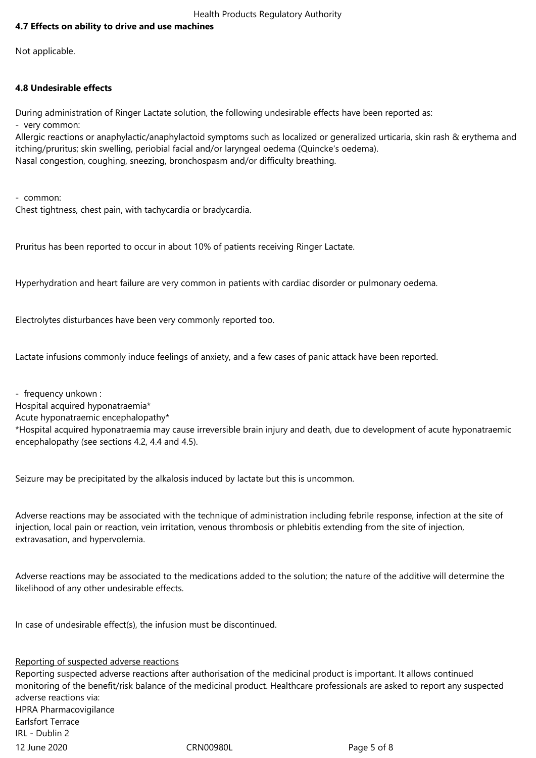**4.7 Effects on ability to drive and use machines**

Not applicable.

**4.8 Undesirable effects**

During administration of Ringer Lactate solution, the following undesirable effects have been reported as:

- very common:

Allergic reactions or anaphylactic/anaphylactoid symptoms such as localized or generalized urticaria, skin rash & erythema and itching/pruritus; skin swelling, periobial facial and/or laryngeal oedema (Quincke's oedema).
Nasal congestion, coughing, sneezing, bronchospasm and/or difficulty breathing.

- common:

Chest tightness, chest pain, with tachycardia or bradycardia.

Pruritus has been reported to occur in about 10% of patients receiving Ringer Lactate.

Hyperhydration and heart failure are very common in patients with cardiac disorder or pulmonary oedema.

Electrolytes disturbances have been very commonly reported too.

Lactate infusions commonly induce feelings of anxiety, and a few cases of panic attack have been reported.

- frequency unkown :

Hospital acquired hyponatraemia*
Acute hyponatraemic encephalopathy*
*Hospital acquired hyponatraemia may cause irreversible brain injury and death, due to development of acute hyponatraemic encephalopathy (see sections 4.2, 4.4 and 4.5).

Seizure may be precipitated by the alkalosis induced by lactate but this is uncommon.

Adverse reactions may be associated with the technique of administration including febrile response, infection at the site of injection, local pain or reaction, vein irritation, venous thrombosis or phlebitis extending from the site of injection, extravasation, and hypervolemia.

Adverse reactions may be associated to the medications added to the solution; the nature of the additive will determine the likelihood of any other undesirable effects.

In case of undesirable effect(s), the infusion must be discontinued.

Reporting of suspected adverse reactions

Reporting suspected adverse reactions after authorisation of the medicinal product is important. It allows continued monitoring of the benefit/risk balance of the medicinal product. Healthcare professionals are asked to report any suspected adverse reactions via:
HPRA Pharmacovigilance
Earlsfort Terrace
IRL - Dublin 2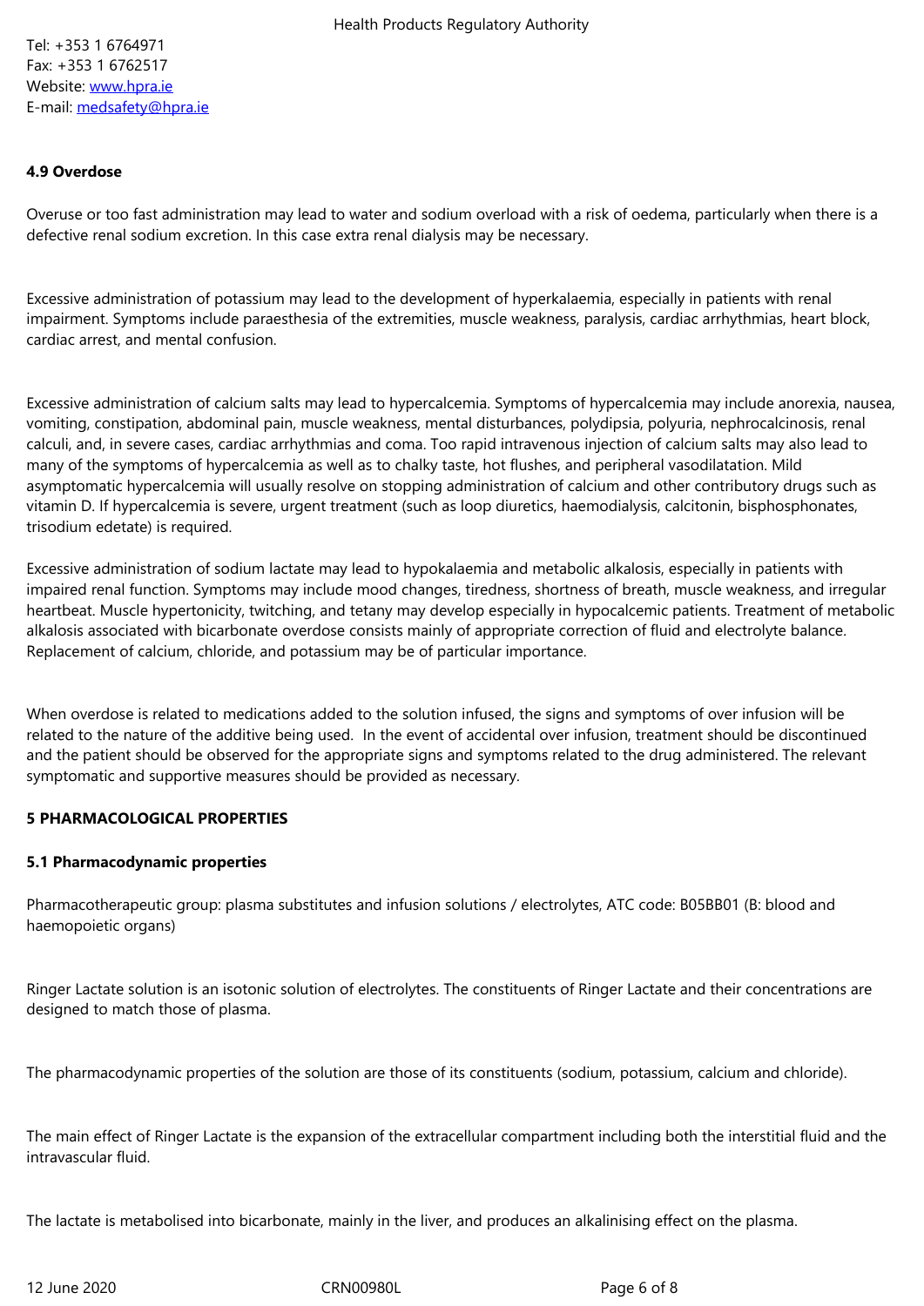Tel: +353 1 6764971
Fax: +353 1 6762517
Website: www.hpra.ie
E-mail: medsafety@hpra.ie

**4.9 Overdose**

Overuse or too fast administration may lead to water and sodium overload with a risk of oedema, particularly when there is a defective renal sodium excretion. In this case extra renal dialysis may be necessary.

Excessive administration of potassium may lead to the development of hyperkalaemia, especially in patients with renal impairment. Symptoms include paraesthesia of the extremities, muscle weakness, paralysis, cardiac arrhythmias, heart block, cardiac arrest, and mental confusion.

Excessive administration of calcium salts may lead to hypercalcemia. Symptoms of hypercalcemia may include anorexia, nausea, vomiting, constipation, abdominal pain, muscle weakness, mental disturbances, polydipsia, polyuria, nephrocalcinosis, renal calculi, and, in severe cases, cardiac arrhythmias and coma. Too rapid intravenous injection of calcium salts may also lead to many of the symptoms of hypercalcemia as well as to chalky taste, hot flushes, and peripheral vasodilatation. Mild asymptomatic hypercalcemia will usually resolve on stopping administration of calcium and other contributory drugs such as vitamin D. If hypercalcemia is severe, urgent treatment (such as loop diuretics, haemodialysis, calcitonin, bisphosphonates, trisodium edetate) is required.

Excessive administration of sodium lactate may lead to hypokalaemia and metabolic alkalosis, especially in patients with impaired renal function. Symptoms may include mood changes, tiredness, shortness of breath, muscle weakness, and irregular heartbeat. Muscle hypertonicity, twitching, and tetany may develop especially in hypocalcemic patients. Treatment of metabolic alkalosis associated with bicarbonate overdose consists mainly of appropriate correction of fluid and electrolyte balance. Replacement of calcium, chloride, and potassium may be of particular importance.

When overdose is related to medications added to the solution infused, the signs and symptoms of over infusion will be related to the nature of the additive being used. In the event of accidental over infusion, treatment should be discontinued and the patient should be observed for the appropriate signs and symptoms related to the drug administered. The relevant symptomatic and supportive measures should be provided as necessary.

## 5 PHARMACOLOGICAL PROPERTIES

**5.1 Pharmacodynamic properties**

Pharmacotherapeutic group: plasma substitutes and infusion solutions / electrolytes, ATC code: B05BB01 (B: blood and haemopoietic organs)

Ringer Lactate solution is an isotonic solution of electrolytes. The constituents of Ringer Lactate and their concentrations are designed to match those of plasma.

The pharmacodynamic properties of the solution are those of its constituents (sodium, potassium, calcium and chloride).

The main effect of Ringer Lactate is the expansion of the extracellular compartment including both the interstitial fluid and the intravascular fluid.

The lactate is metabolised into bicarbonate, mainly in the liver, and produces an alkalinising effect on the plasma.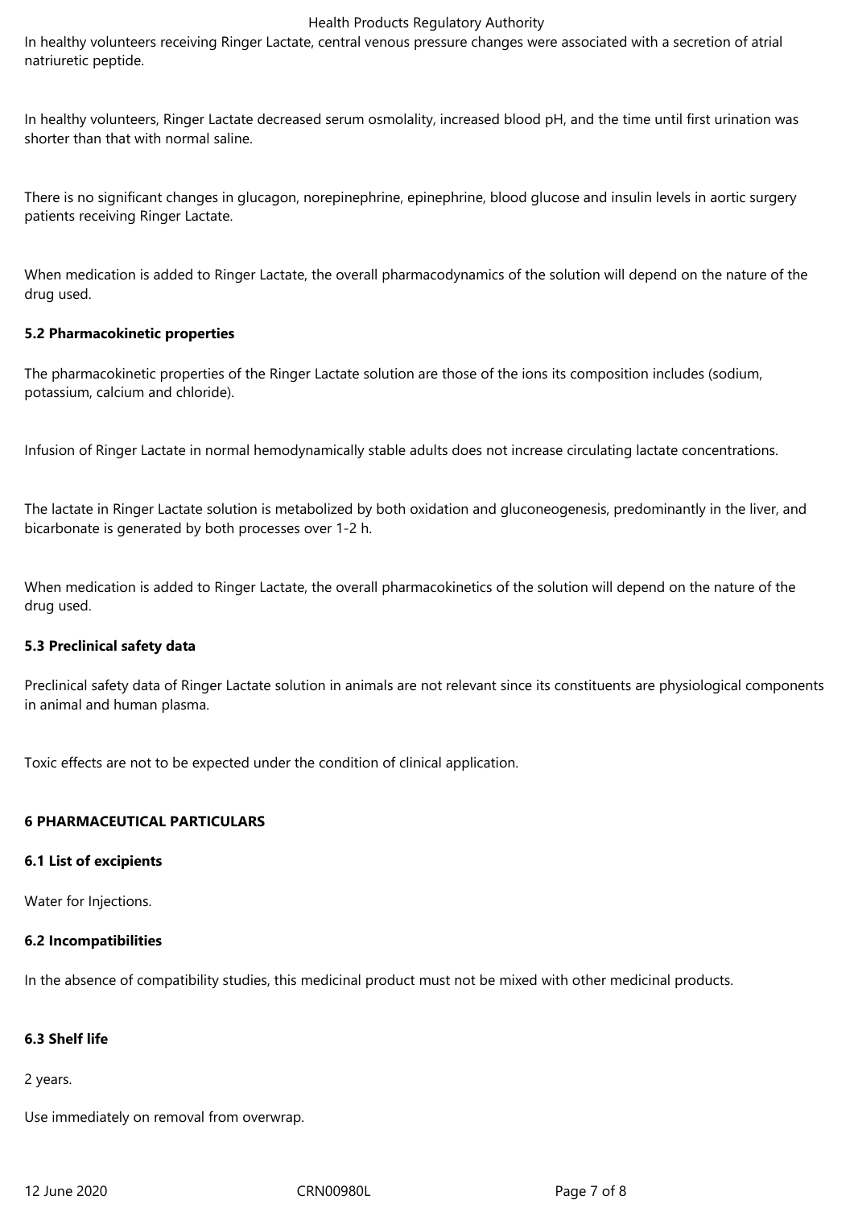In healthy volunteers receiving Ringer Lactate, central venous pressure changes were associated with a secretion of atrial natriuretic peptide.

In healthy volunteers, Ringer Lactate decreased serum osmolality, increased blood pH, and the time until first urination was shorter than that with normal saline.

There is no significant changes in glucagon, norepinephrine, epinephrine, blood glucose and insulin levels in aortic surgery patients receiving Ringer Lactate.

When medication is added to Ringer Lactate, the overall pharmacodynamics of the solution will depend on the nature of the drug used.

### 5.2 Pharmacokinetic properties

The pharmacokinetic properties of the Ringer Lactate solution are those of the ions its composition includes (sodium, potassium, calcium and chloride).

Infusion of Ringer Lactate in normal hemodynamically stable adults does not increase circulating lactate concentrations.

The lactate in Ringer Lactate solution is metabolized by both oxidation and gluconeogenesis, predominantly in the liver, and bicarbonate is generated by both processes over 1-2 h.

When medication is added to Ringer Lactate, the overall pharmacokinetics of the solution will depend on the nature of the drug used.

### 5.3 Preclinical safety data

Preclinical safety data of Ringer Lactate solution in animals are not relevant since its constituents are physiological components in animal and human plasma.

Toxic effects are not to be expected under the condition of clinical application.

## 6 PHARMACEUTICAL PARTICULARS

### 6.1 List of excipients

Water for Injections.

### 6.2 Incompatibilities

In the absence of compatibility studies, this medicinal product must not be mixed with other medicinal products.

### 6.3 Shelf life

2 years.

Use immediately on removal from overwrap.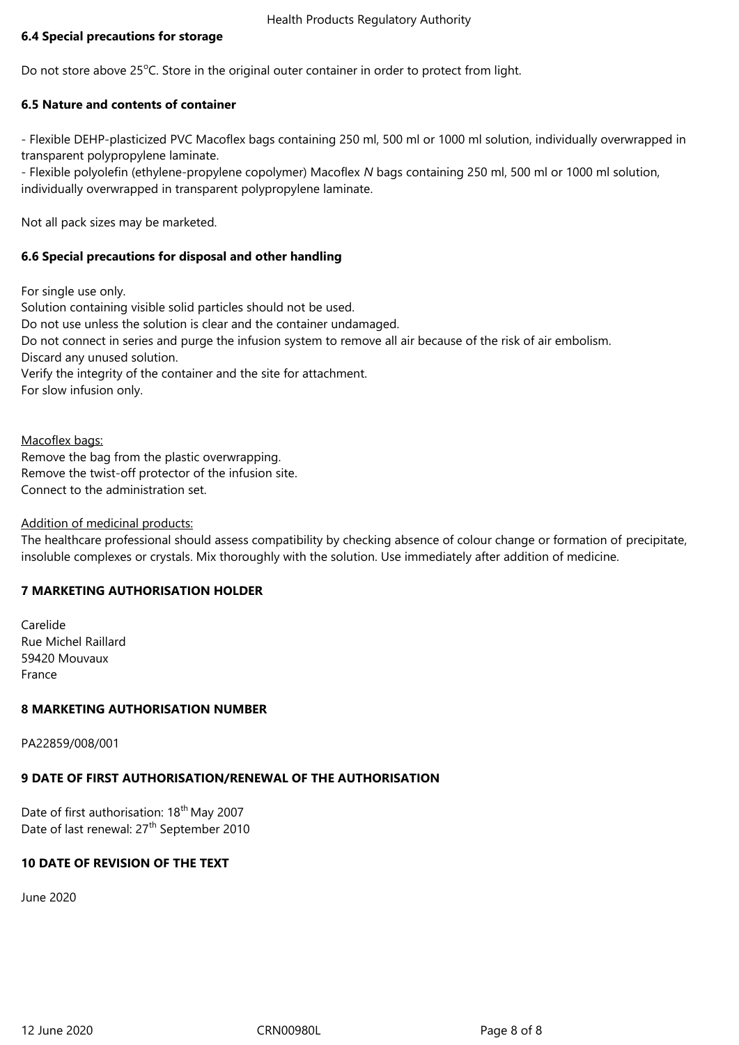## 6.4 Special precautions for storage

Do not store above 25°C. Store in the original outer container in order to protect from light.

## 6.5 Nature and contents of container

- Flexible DEHP-plasticized PVC Macoflex bags containing 250 ml, 500 ml or 1000 ml solution, individually overwrapped in transparent polypropylene laminate.
- Flexible polyolefin (ethylene-propylene copolymer) Macoflex *N* bags containing 250 ml, 500 ml or 1000 ml solution, individually overwrapped in transparent polypropylene laminate.

Not all pack sizes may be marketed.

## 6.6 Special precautions for disposal and other handling

For single use only.
Solution containing visible solid particles should not be used.
Do not use unless the solution is clear and the container undamaged.
Do not connect in series and purge the infusion system to remove all air because of the risk of air embolism.
Discard any unused solution.
Verify the integrity of the container and the site for attachment.
For slow infusion only.

Macoflex bags:
Remove the bag from the plastic overwrapping.
Remove the twist-off protector of the infusion site.
Connect to the administration set.

Addition of medicinal products:
The healthcare professional should assess compatibility by checking absence of colour change or formation of precipitate, insoluble complexes or crystals. Mix thoroughly with the solution. Use immediately after addition of medicine.

# 7 MARKETING AUTHORISATION HOLDER

Carelide
Rue Michel Raillard
59420 Mouvaux
France

# 8 MARKETING AUTHORISATION NUMBER

PA22859/008/001

# 9 DATE OF FIRST AUTHORISATION/RENEWAL OF THE AUTHORISATION

Date of first authorisation: 18th May 2007
Date of last renewal: 27th September 2010

# 10 DATE OF REVISION OF THE TEXT

June 2020